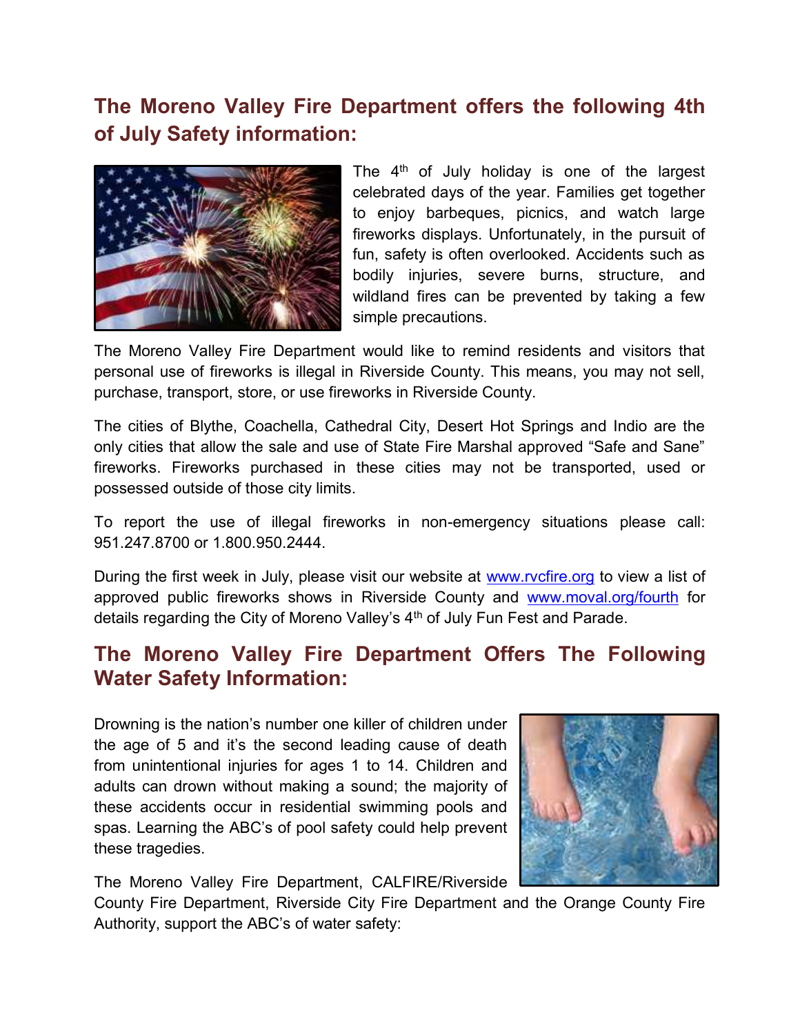## The Moreno Valley Fire Department offers the following 4th of July Safety information:

The 4th of July holiday is one of the largest celebrated days of the year. Families get together to enjoy barbeques, picnics, and watch large fireworks displays. Unfortunately, in the pursuit of fun, safety is often overlooked. Accidents such as bodily injuries, severe burns, structure, and wildland fires can be prevented by taking a few simple precautions.

The Moreno Valley Fire Department would like to remind residents and visitors that personal use of fireworks is illegal in Riverside County. This means, you may not sell, purchase, transport, store, or use fireworks in Riverside County.

The cities of Blythe, Coachella, Cathedral City, Desert Hot Springs and Indio are the only cities that allow the sale and use of State Fire Marshal approved "Safe and Sane" fireworks. Fireworks purchased in these cities may not be transported, used or possessed outside of those city limits.

To report the use of illegal fireworks in non-emergency situations please call: 951.247.8700 or 1.800.950.2444.

During the first week in July, please visit our website at [www.rvcfire.org](http://www.rvcfire.org) to view a list of approved public fireworks shows in Riverside County and [www.moval.org/fourth](http://www.moval.org/fourth) for details regarding the City of Moreno Valley's 4th of July Fun Fest and Parade.

## The Moreno Valley Fire Department Offers The Following Water Safety Information:

Drowning is the nation's number one killer of children under the age of 5 and it's the second leading cause of death from unintentional injuries for ages 1 to 14. Children and adults can drown without making a sound; the majority of these accidents occur in residential swimming pools and spas. Learning the ABC's of pool safety could help prevent these tragedies.

The Moreno Valley Fire Department, CALFIRE/Riverside County Fire Department, Riverside City Fire Department and the Orange County Fire Authority, support the ABC's of water safety: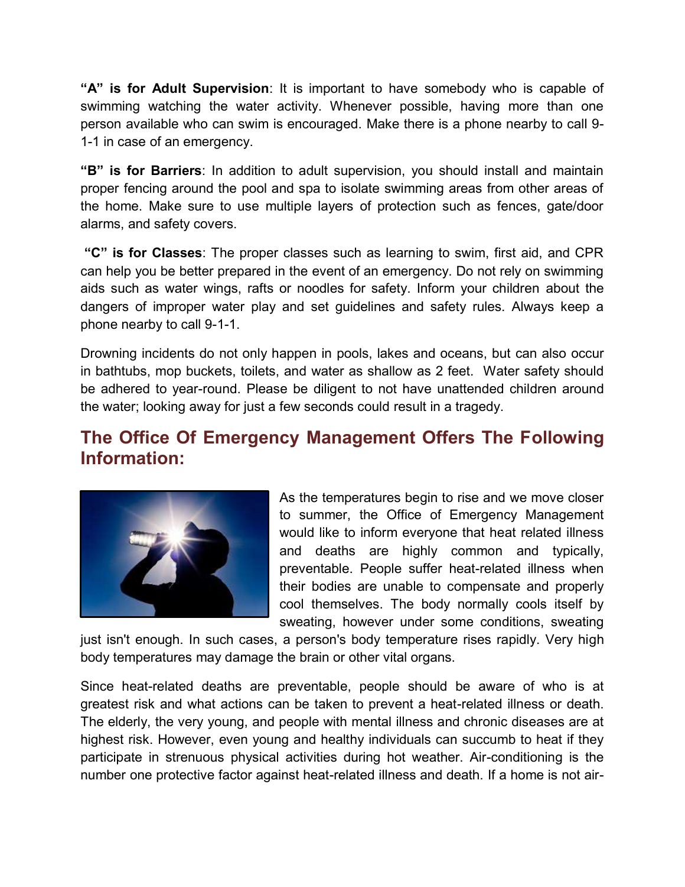**"A" is for Adult Supervision**: It is important to have somebody who is capable of swimming watching the water activity. Whenever possible, having more than one person available who can swim is encouraged. Make there is a phone nearby to call 9-1-1 in case of an emergency.

**"B" is for Barriers**: In addition to adult supervision, you should install and maintain proper fencing around the pool and spa to isolate swimming areas from other areas of the home. Make sure to use multiple layers of protection such as fences, gate/door alarms, and safety covers.

**"C" is for Classes**: The proper classes such as learning to swim, first aid, and CPR can help you be better prepared in the event of an emergency. Do not rely on swimming aids such as water wings, rafts or noodles for safety. Inform your children about the dangers of improper water play and set guidelines and safety rules. Always keep a phone nearby to call 9-1-1.

Drowning incidents do not only happen in pools, lakes and oceans, but can also occur in bathtubs, mop buckets, toilets, and water as shallow as 2 feet. Water safety should be adhered to year-round. Please be diligent to not have unattended children around the water; looking away for just a few seconds could result in a tragedy.

## The Office Of Emergency Management Offers The Following Information:

As the temperatures begin to rise and we move closer to summer, the Office of Emergency Management would like to inform everyone that heat related illness and deaths are highly common and typically, preventable. People suffer heat-related illness when their bodies are unable to compensate and properly cool themselves. The body normally cools itself by sweating, however under some conditions, sweating just isn't enough. In such cases, a person's body temperature rises rapidly. Very high body temperatures may damage the brain or other vital organs.

Since heat-related deaths are preventable, people should be aware of who is at greatest risk and what actions can be taken to prevent a heat-related illness or death. The elderly, the very young, and people with mental illness and chronic diseases are at highest risk. However, even young and healthy individuals can succumb to heat if they participate in strenuous physical activities during hot weather. Air-conditioning is the number one protective factor against heat-related illness and death. If a home is not air-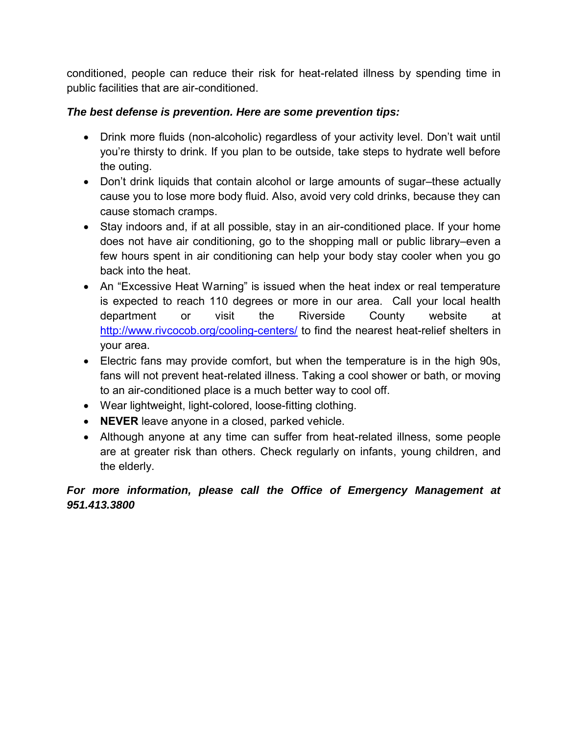conditioned, people can reduce their risk for heat-related illness by spending time in public facilities that are air-conditioned.

***The best defense is prevention. Here are some prevention tips:***

- Drink more fluids (non-alcoholic) regardless of your activity level. Don't wait until you're thirsty to drink. If you plan to be outside, take steps to hydrate well before the outing.
- Don't drink liquids that contain alcohol or large amounts of sugar–these actually cause you to lose more body fluid. Also, avoid very cold drinks, because they can cause stomach cramps.
- Stay indoors and, if at all possible, stay in an air-conditioned place. If your home does not have air conditioning, go to the shopping mall or public library–even a few hours spent in air conditioning can help your body stay cooler when you go back into the heat.
- An "Excessive Heat Warning" is issued when the heat index or real temperature is expected to reach 110 degrees or more in our area. Call your local health department or visit the Riverside County website at http://www.rivcocob.org/cooling-centers/ to find the nearest heat-relief shelters in your area.
- Electric fans may provide comfort, but when the temperature is in the high 90s, fans will not prevent heat-related illness. Taking a cool shower or bath, or moving to an air-conditioned place is a much better way to cool off.
- Wear lightweight, light-colored, loose-fitting clothing.
- **NEVER** leave anyone in a closed, parked vehicle.
- Although anyone at any time can suffer from heat-related illness, some people are at greater risk than others. Check regularly on infants, young children, and the elderly.

***For more information, please call the Office of Emergency Management at 951.413.3800***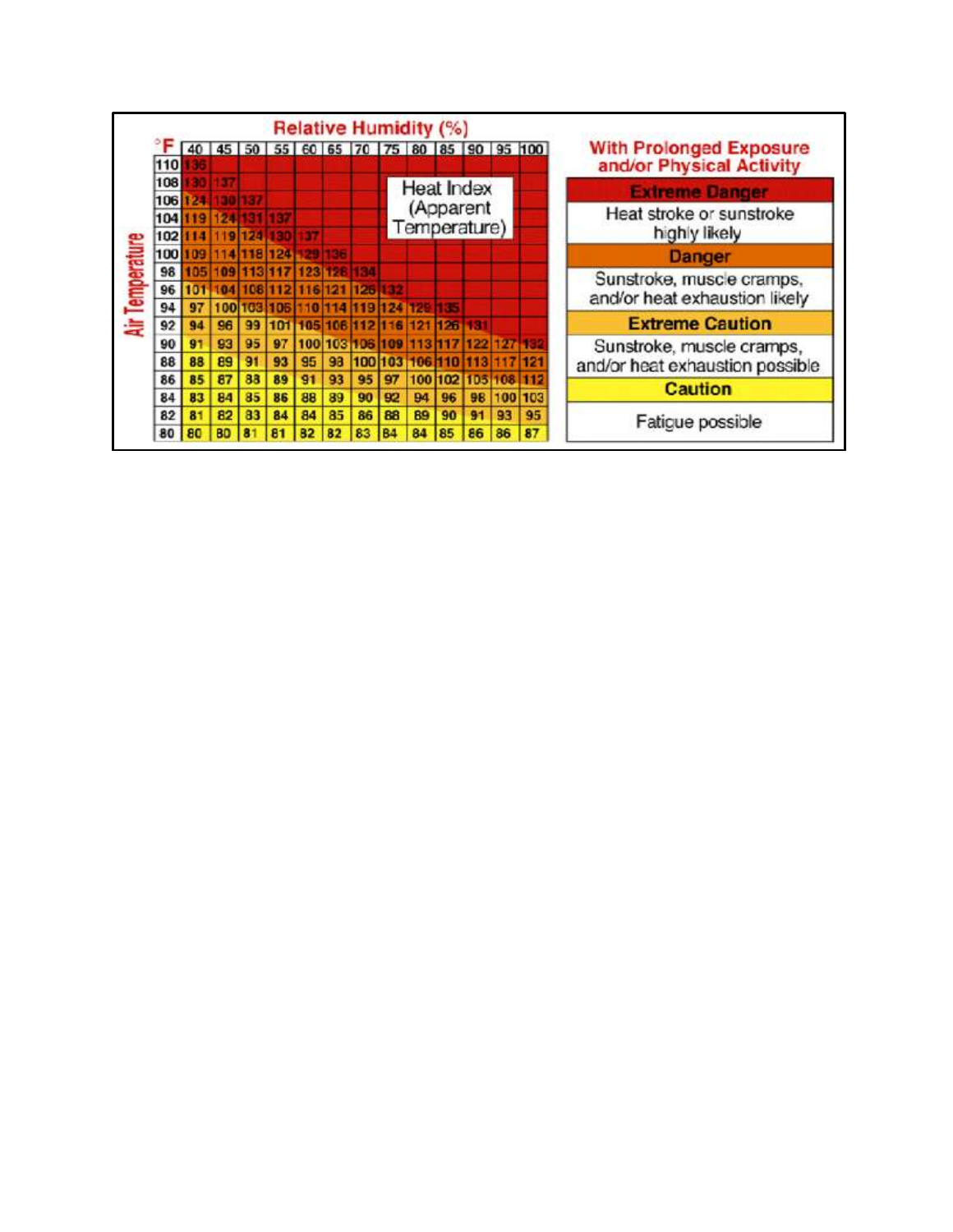**Relative Humidity (%)**

**Air Temperature**

| °F | 40 | 45 | 50 | 55 | 60 | 65 | 70 | 75 | 80 | 85 | 90 | 95 | 100 |
|---|---|---|---|---|---|---|---|---|---|---|---|---|---|
| 110 | 136 | | | | | | | | | | | | |
| 108 | 130 | 137 | | | | | | | | | | | |
| 106 | 124 | 130 | 137 | | | | | | | | | | |
| 104 | 119 | 124 | 131 | 137 | | | | | | | | | |
| 102 | 114 | 119 | 124 | 130 | 137 | | | | | | | | |
| 100 | 109 | 114 | 118 | 124 | 129 | 136 | | | | | | | |
| 98 | 105 | 109 | 113 | 117 | 123 | 128 | 134 | | | | | | |
| 96 | 101 | 104 | 108 | 112 | 116 | 121 | 126 | 132 | | | | | |
| 94 | 97 | 100 | 103 | 106 | 110 | 114 | 119 | 124 | 129 | 135 | | | |
| 92 | 94 | 96 | 99 | 101 | 105 | 108 | 112 | 116 | 121 | 126 | 131 | | |
| 90 | 91 | 93 | 95 | 97 | 100 | 103 | 106 | 109 | 113 | 117 | 122 | 127 | 132 |
| 88 | 88 | 89 | 91 | 93 | 95 | 98 | 100 | 103 | 106 | 110 | 113 | 117 | 121 |
| 86 | 85 | 87 | 88 | 89 | 91 | 93 | 95 | 97 | 100 | 102 | 105 | 108 | 112 |
| 84 | 83 | 84 | 85 | 86 | 88 | 89 | 90 | 92 | 94 | 96 | 98 | 100 | 103 |
| 82 | 81 | 82 | 83 | 84 | 84 | 85 | 86 | 88 | 89 | 90 | 91 | 93 | 95 |
| 80 | 80 | 80 | 81 | 81 | 82 | 82 | 83 | 84 | 84 | 85 | 86 | 86 | 87 |

Heat Index (Apparent Temperature)

**With Prolonged Exposure and/or Physical Activity**

| | |
|---|---|
| **Extreme Danger** | Heat stroke or sunstroke highly likely |
| **Danger** | Sunstroke, muscle cramps, and/or heat exhaustion likely |
| **Extreme Caution** | Sunstroke, muscle cramps, and/or heat exhaustion possible |
| **Caution** | Fatigue possible |